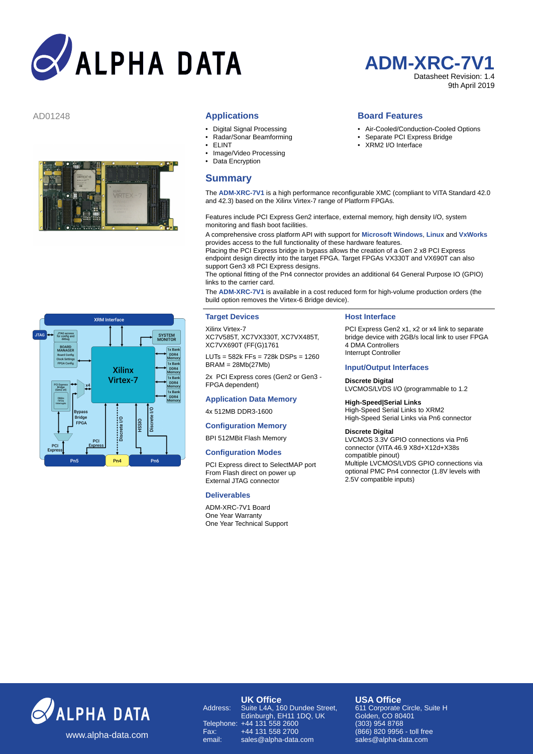# ADM-XRC-7V1

Datasheet Revision: 1.4
9th April 2019

AD01248

## Applications

- Digital Signal Processing
- Radar/Sonar Beamforming
- ELINT
- Image/Video Processing
- Data Encryption

## Board Features

- Air-Cooled/Conduction-Cooled Options
- Separate PCI Express Bridge
- XRM2 I/O Interface

## Summary

The **ADM-XRC-7V1** is a high performance reconfigurable XMC (compliant to VITA Standard 42.0 and 42.3) based on the Xilinx Virtex-7 range of Platform FPGAs.

Features include PCI Express Gen2 interface, external memory, high density I/O, system monitoring and flash boot facilities.

A comprehensive cross platform API with support for **Microsoft Windows**, **Linux** and **VxWorks** provides access to the full functionality of these hardware features.

Placing the PCI Express bridge in bypass allows the creation of a Gen 2 x8 PCI Express endpoint design directly into the target FPGA. Target FPGAs VX330T and VX690T can also support Gen3 x8 PCI Express designs.

The optional fitting of the Pn4 connector provides an additional 64 General Purpose IO (GPIO) links to the carrier card.

The **ADM-XRC-7V1** is available in a cost reduced form for high-volume production orders (the build option removes the Virtex-6 Bridge device).

### Target Devices

Xilinx Virtex-7
XC7V585T, XC7VX330T, XC7VX485T, XC7VX690T (FF(G)1761

LUTs = 582k FFs = 728k DSPs = 1260
BRAM = 28Mb(27Mb)

2x PCI Express cores (Gen2 or Gen3 - FPGA dependent)

### Application Data Memory

4x 512MB DDR3-1600

### Configuration Memory

BPI 512MBit Flash Memory

### Configuration Modes

PCI Express direct to SelectMAP port
From Flash direct on power up
External JTAG connector

### Deliverables

ADM-XRC-7V1 Board
One Year Warranty
One Year Technical Support

### Host Interface

PCI Express Gen2 x1, x2 or x4 link to separate bridge device with 2GB/s local link to user FPGA
4 DMA Controllers
Interrupt Controller

### Input/Output Interfaces

**Discrete Digital**
LVCMOS/LVDS I/O (programmable to 1.2

**High-Speed|Serial Links**
High-Speed Serial Links to XRM2
High-Speed Serial Links via Pn6 connector

**Discrete Digital**
LVCMOS 3.3V GPIO connections via Pn6 connector (VITA 46.9 X8d+X12d+X38s compatible pinout)
Multiple LVCMOS/LVDS GPIO connections via optional PMC Pn4 connector (1.8V levels with 2.5V compatible inputs)

### UK Office

Address: Suite L4A, 160 Dundee Street, Edinburgh, EH11 1DQ, UK
Telephone: +44 131 558 2600
Fax: +44 131 558 2700
email: sales@alpha-data.com

### USA Office

611 Corporate Circle, Suite H
Golden, CO 80401
(303) 954 8768
(866) 820 9956 - toll free
sales@alpha-data.com

www.alpha-data.com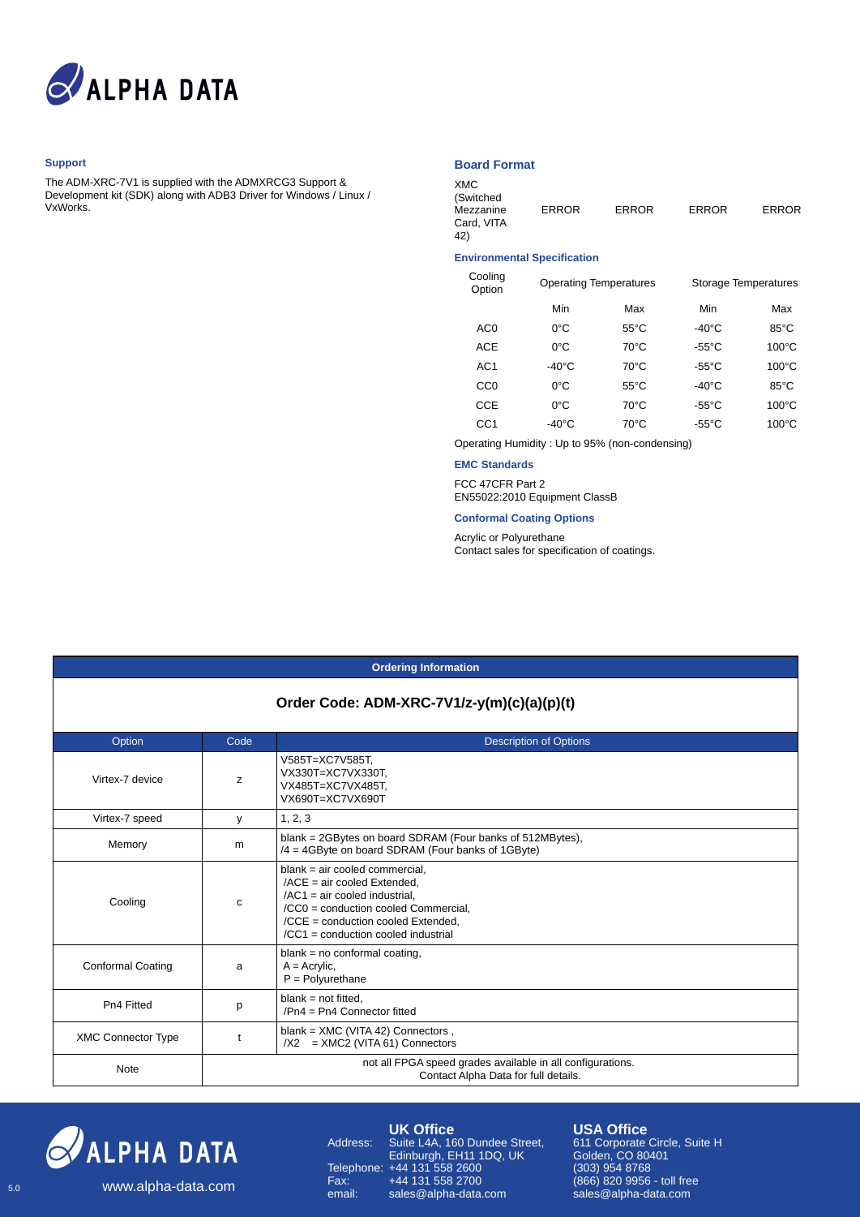### Support

The ADM-XRC-7V1 is supplied with the ADMXRCG3 Support & Development kit (SDK) along with ADB3 Driver for Windows / Linux / VxWorks.

### Board Format

| | | | | |
|---|---|---|---|---|
| XMC (Switched Mezzanine Card, VITA 42) | ERROR | ERROR | ERROR | ERROR |

### Environmental Specification

| Cooling Option | Operating Temperatures | | Storage Temperatures | |
|---|---|---|---|---|
| | Min | Max | Min | Max |
| AC0 | 0°C | 55°C | -40°C | 85°C |
| ACE | 0°C | 70°C | -55°C | 100°C |
| AC1 | -40°C | 70°C | -55°C | 100°C |
| CC0 | 0°C | 55°C | -40°C | 85°C |
| CCE | 0°C | 70°C | -55°C | 100°C |
| CC1 | -40°C | 70°C | -55°C | 100°C |

Operating Humidity : Up to 95% (non-condensing)

### EMC Standards

FCC 47CFR Part 2
EN55022:2010 Equipment ClassB

### Conformal Coating Options

Acrylic or Polyurethane
Contact sales for specification of coatings.

## Ordering Information

### Order Code: ADM-XRC-7V1/z-y(m)(c)(a)(p)(t)

| Option | Code | Description of Options |
|---|---|---|
| Virtex-7 device | z | V585T=XC7V585T, VX330T=XC7VX330T, VX485T=XC7VX485T, VX690T=XC7VX690T |
| Virtex-7 speed | y | 1, 2, 3 |
| Memory | m | blank = 2GBytes on board SDRAM (Four banks of 512MBytes), /4 = 4GByte on board SDRAM (Four banks of 1GByte) |
| Cooling | c | blank = air cooled commercial, /ACE = air cooled Extended, /AC1 = air cooled industrial, /CC0 = conduction cooled Commercial, /CCE = conduction cooled Extended, /CC1 = conduction cooled industrial |
| Conformal Coating | a | blank = no conformal coating, A = Acrylic, P = Polyurethane |
| Pn4 Fitted | p | blank = not fitted, /Pn4 = Pn4 Connector fitted |
| XMC Connector Type | t | blank = XMC (VITA 42) Connectors , /X2 = XMC2 (VITA 61) Connectors |
| Note | | not all FPGA speed grades available in all configurations. Contact Alpha Data for full details. |

ALPHA DATA
www.alpha-data.com

**UK Office**
Address: Suite L4A, 160 Dundee Street, Edinburgh, EH11 1DQ, UK
Telephone: +44 131 558 2600
Fax: +44 131 558 2700
email: sales@alpha-data.com

**USA Office**
611 Corporate Circle, Suite H
Golden, CO 80401
(303) 954 8768
(866) 820 9956 - toll free
sales@alpha-data.com